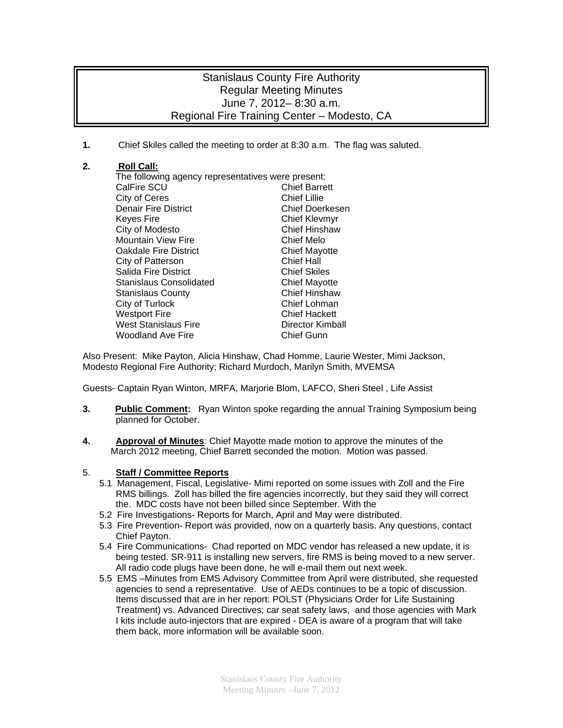# Stanislaus County Fire Authority
## Regular Meeting Minutes
## June 7, 2012– 8:30 a.m.
## Regional Fire Training Center – Modesto, CA

**1.** Chief Skiles called the meeting to order at 8:30 a.m. The flag was saluted.

**2.** **Roll Call:**

The following agency representatives were present:

| | |
|---|---|
| CalFire SCU | Chief Barrett |
| City of Ceres | Chief Lillie |
| Denair Fire District | Chief Doerkesen |
| Keyes Fire | Chief Klevmyr |
| City of Modesto | Chief Hinshaw |
| Mountain View Fire | Chief Melo |
| Oakdale Fire District | Chief Mayotte |
| City of Patterson | Chief Hall |
| Salida Fire District | Chief Skiles |
| Stanislaus Consolidated | Chief Mayotte |
| Stanislaus County | Chief Hinshaw |
| City of Turlock | Chief Lohman |
| Westport Fire | Chief Hackett |
| West Stanislaus Fire | Director Kimball |
| Woodland Ave Fire | Chief Gunn |

Also Present: Mike Payton, Alicia Hinshaw, Chad Homme, Laurie Wester, Mimi Jackson, Modesto Regional Fire Authority; Richard Murdoch, Marilyn Smith, MVEMSA

Guests- Captain Ryan Winton, MRFA, Marjorie Blom, LAFCO, Sheri Steel , Life Assist

**3.** **Public Comment:** Ryan Winton spoke regarding the annual Training Symposium being planned for October.

**4.** **Approval of Minutes**: Chief Mayotte made motion to approve the minutes of the March 2012 meeting, Chief Barrett seconded the motion. Motion was passed.

5. **Staff / Committee Reports**

5.1 Management, Fiscal, Legislative- Mimi reported on some issues with Zoll and the Fire RMS billings. Zoll has billed the fire agencies incorrectly, but they said they will correct the. MDC costs have not been billed since September. With the

5.2 Fire Investigations- Reports for March, April and May were distributed.

5.3 Fire Prevention- Report was provided, now on a quarterly basis. Any questions, contact Chief Payton.

5.4 Fire Communications- Chad reported on MDC vendor has released a new update, it is being tested. SR-911 is installing new servers, fire RMS is being moved to a new server. All radio code plugs have been done, he will e-mail them out next week.

5.5 EMS –Minutes from EMS Advisory Committee from April were distributed, she requested agencies to send a representative. Use of AEDs continues to be a topic of discussion. Items discussed that are in her report: POLST (Physicians Order for Life Sustaining Treatment) vs. Advanced Directives; car seat safety laws, and those agencies with Mark I kits include auto-injectors that are expired - DEA is aware of a program that will take them back, more information will be available soon.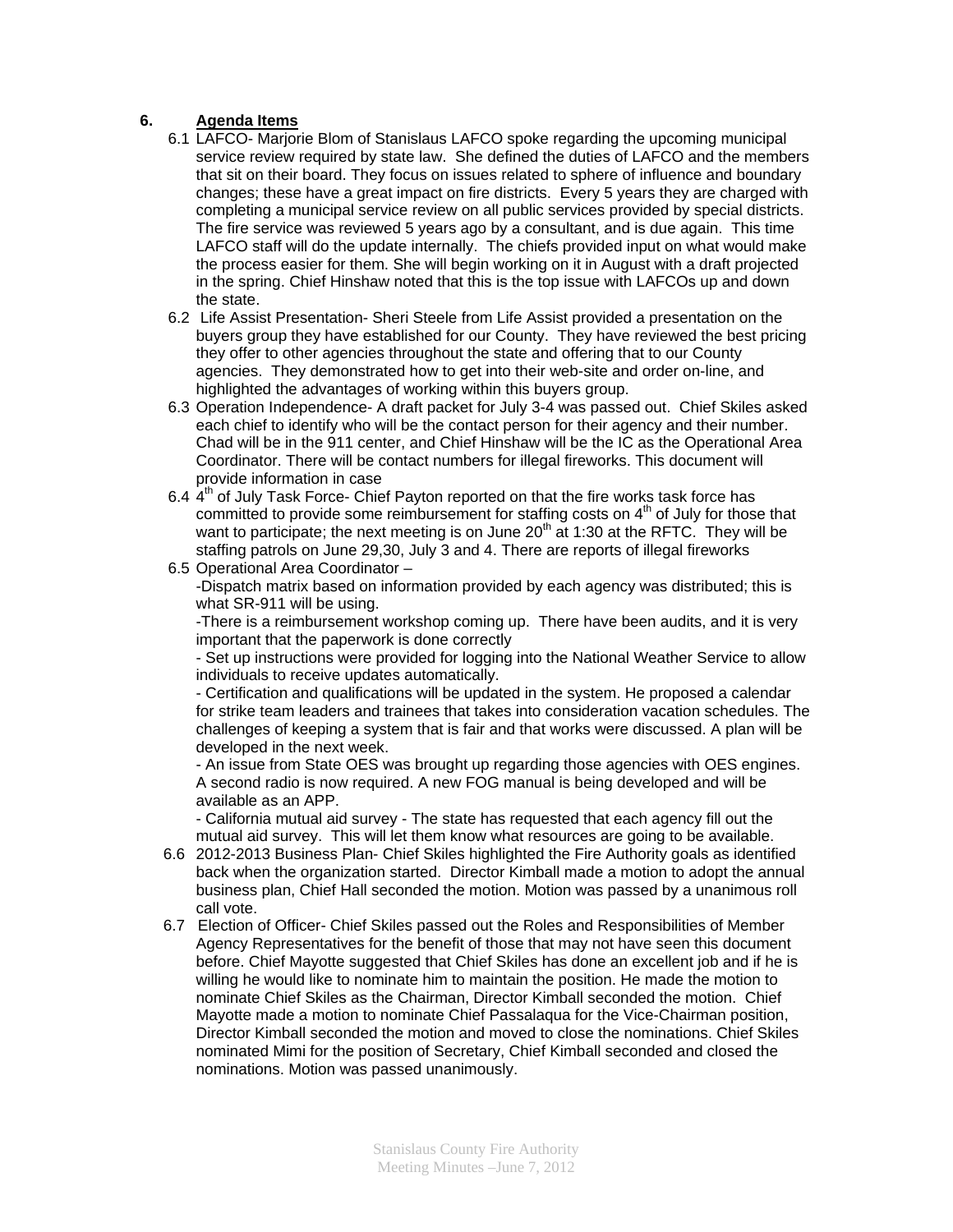## 6. Agenda Items

6.1 LAFCO- Marjorie Blom of Stanislaus LAFCO spoke regarding the upcoming municipal service review required by state law. She defined the duties of LAFCO and the members that sit on their board. They focus on issues related to sphere of influence and boundary changes; these have a great impact on fire districts. Every 5 years they are charged with completing a municipal service review on all public services provided by special districts. The fire service was reviewed 5 years ago by a consultant, and is due again. This time LAFCO staff will do the update internally. The chiefs provided input on what would make the process easier for them. She will begin working on it in August with a draft projected in the spring. Chief Hinshaw noted that this is the top issue with LAFCOs up and down the state.

6.2 Life Assist Presentation- Sheri Steele from Life Assist provided a presentation on the buyers group they have established for our County. They have reviewed the best pricing they offer to other agencies throughout the state and offering that to our County agencies. They demonstrated how to get into their web-site and order on-line, and highlighted the advantages of working within this buyers group.

6.3 Operation Independence- A draft packet for July 3-4 was passed out. Chief Skiles asked each chief to identify who will be the contact person for their agency and their number. Chad will be in the 911 center, and Chief Hinshaw will be the IC as the Operational Area Coordinator. There will be contact numbers for illegal fireworks. This document will provide information in case

6.4 4th of July Task Force- Chief Payton reported on that the fire works task force has committed to provide some reimbursement for staffing costs on 4th of July for those that want to participate; the next meeting is on June 20th at 1:30 at the RFTC. They will be staffing patrols on June 29,30, July 3 and 4. There are reports of illegal fireworks

6.5 Operational Area Coordinator –

-Dispatch matrix based on information provided by each agency was distributed; this is what SR-911 will be using.

-There is a reimbursement workshop coming up. There have been audits, and it is very important that the paperwork is done correctly

- Set up instructions were provided for logging into the National Weather Service to allow individuals to receive updates automatically.

- Certification and qualifications will be updated in the system. He proposed a calendar for strike team leaders and trainees that takes into consideration vacation schedules. The challenges of keeping a system that is fair and that works were discussed. A plan will be developed in the next week.

- An issue from State OES was brought up regarding those agencies with OES engines. A second radio is now required. A new FOG manual is being developed and will be available as an APP.

- California mutual aid survey - The state has requested that each agency fill out the mutual aid survey. This will let them know what resources are going to be available.

6.6 2012-2013 Business Plan- Chief Skiles highlighted the Fire Authority goals as identified back when the organization started. Director Kimball made a motion to adopt the annual business plan, Chief Hall seconded the motion. Motion was passed by a unanimous roll call vote.

6.7 Election of Officer- Chief Skiles passed out the Roles and Responsibilities of Member Agency Representatives for the benefit of those that may not have seen this document before. Chief Mayotte suggested that Chief Skiles has done an excellent job and if he is willing he would like to nominate him to maintain the position. He made the motion to nominate Chief Skiles as the Chairman, Director Kimball seconded the motion. Chief Mayotte made a motion to nominate Chief Passalaqua for the Vice-Chairman position, Director Kimball seconded the motion and moved to close the nominations. Chief Skiles nominated Mimi for the position of Secretary, Chief Kimball seconded and closed the nominations. Motion was passed unanimously.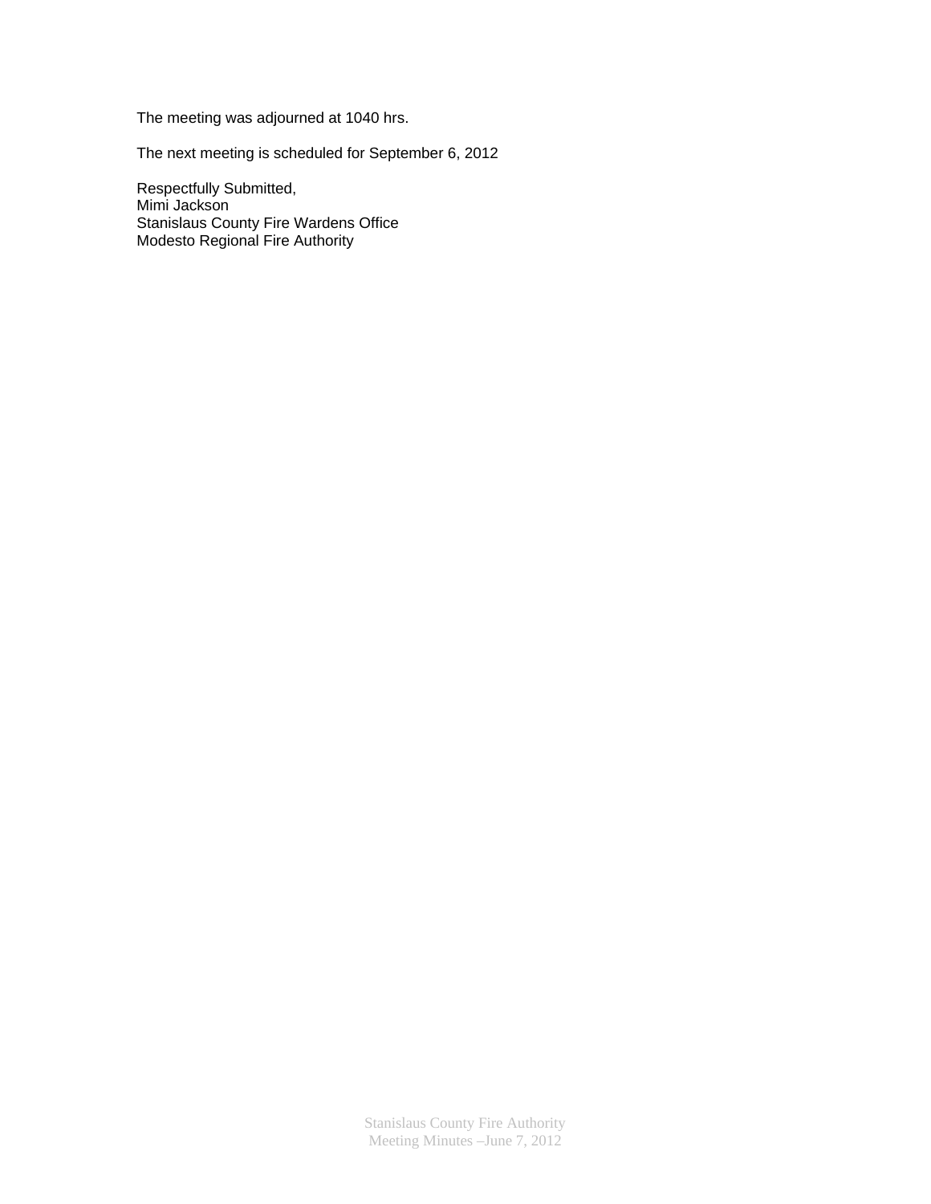The meeting was adjourned at 1040 hrs.

The next meeting is scheduled for September 6, 2012

Respectfully Submitted,
Mimi Jackson
Stanislaus County Fire Wardens Office
Modesto Regional Fire Authority